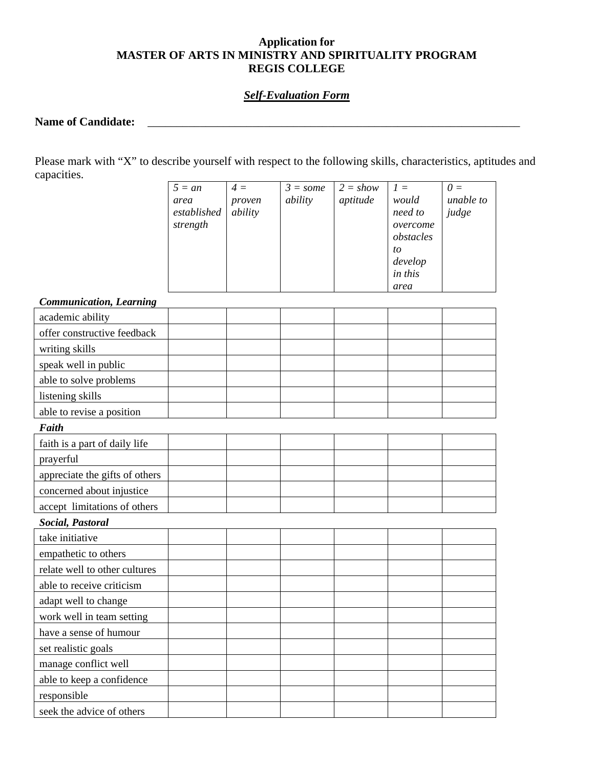**Application for**
**MASTER OF ARTS IN MINISTRY AND SPIRITUALITY PROGRAM**
**REGIS COLLEGE**

***Self-Evaluation Form***

**Name of Candidate:** ______________________________________________________________

Please mark with "X" to describe yourself with respect to the following skills, characteristics, aptitudes and capacities.

| | *5 = an area established strength* | *4 = proven ability* | *3 = some ability* | *2 = show aptitude* | *1 = would need to overcome obstacles to develop in this area* | *0 = unable to judge* |
|---|---|---|---|---|---|---|
| ***Communication, Learning*** | | | | | | |
| academic ability | | | | | | |
| offer constructive feedback | | | | | | |
| writing skills | | | | | | |
| speak well in public | | | | | | |
| able to solve problems | | | | | | |
| listening skills | | | | | | |
| able to revise a position | | | | | | |
| ***Faith*** | | | | | | |
| faith is a part of daily life | | | | | | |
| prayerful | | | | | | |
| appreciate the gifts of others | | | | | | |
| concerned about injustice | | | | | | |
| accept limitations of others | | | | | | |
| ***Social, Pastoral*** | | | | | | |
| take initiative | | | | | | |
| empathetic to others | | | | | | |
| relate well to other cultures | | | | | | |
| able to receive criticism | | | | | | |
| adapt well to change | | | | | | |
| work well in team setting | | | | | | |
| have a sense of humour | | | | | | |
| set realistic goals | | | | | | |
| manage conflict well | | | | | | |
| able to keep a confidence | | | | | | |
| responsible | | | | | | |
| seek the advice of others | | | | | | |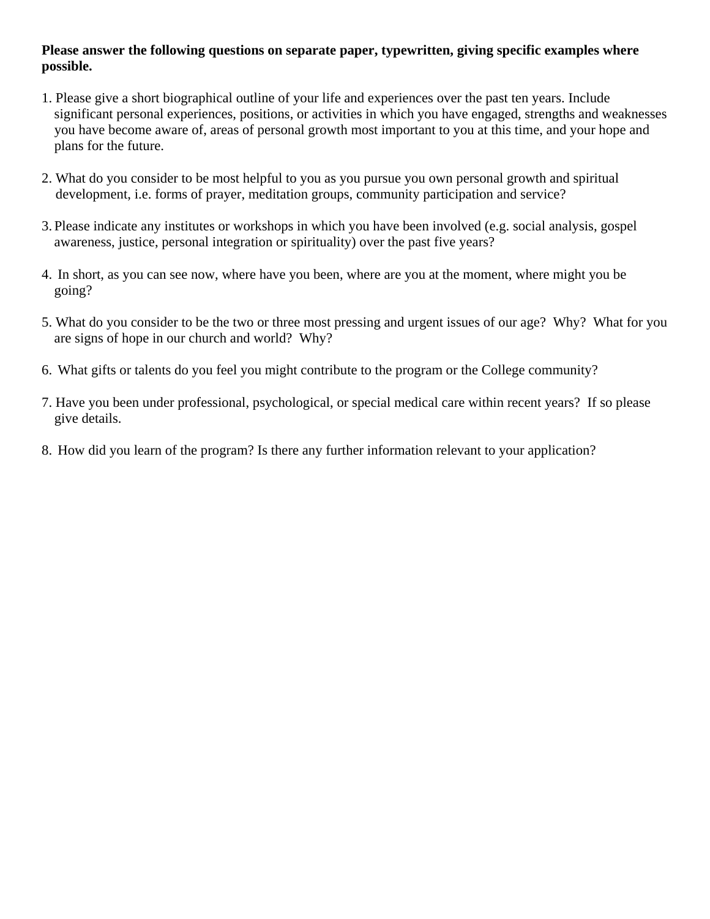**Please answer the following questions on separate paper, typewritten, giving specific examples where possible.**

1. Please give a short biographical outline of your life and experiences over the past ten years. Include significant personal experiences, positions, or activities in which you have engaged, strengths and weaknesses you have become aware of, areas of personal growth most important to you at this time, and your hope and plans for the future.

2. What do you consider to be most helpful to you as you pursue you own personal growth and spiritual development, i.e. forms of prayer, meditation groups, community participation and service?

3. Please indicate any institutes or workshops in which you have been involved (e.g. social analysis, gospel awareness, justice, personal integration or spirituality) over the past five years?

4. In short, as you can see now, where have you been, where are you at the moment, where might you be going?

5. What do you consider to be the two or three most pressing and urgent issues of our age? Why? What for you are signs of hope in our church and world? Why?

6. What gifts or talents do you feel you might contribute to the program or the College community?

7. Have you been under professional, psychological, or special medical care within recent years? If so please give details.

8. How did you learn of the program? Is there any further information relevant to your application?